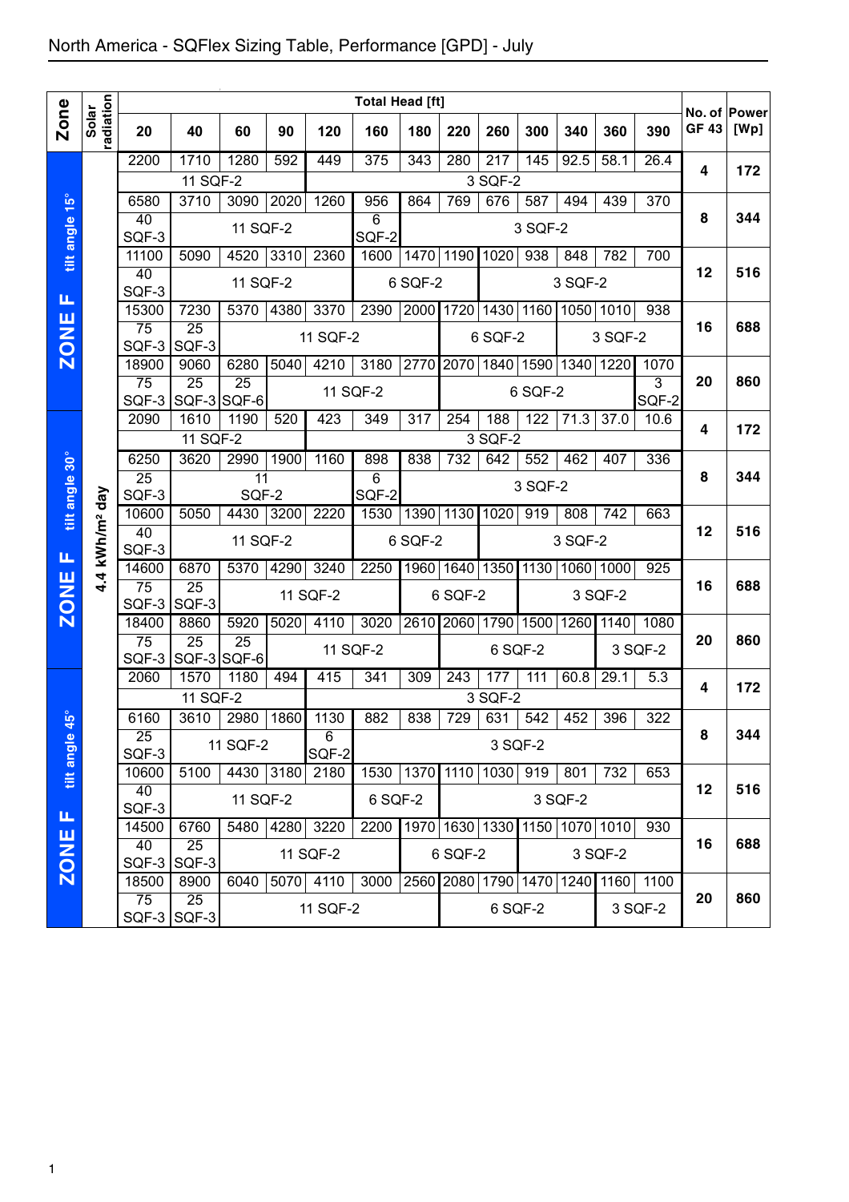# North America - SQFlex Sizing Table, Performance [GPD] - July

| Zone | Solar radiation | 20 | 40 | 60 | 90 | 120 | 160 | 180 | 220 | 260 | 300 | 340 | 360 | 390 | No. of GF 43 | Power [Wp] |
|---|---|---|---|---|---|---|---|---|---|---|---|---|---|---|---|---|
| ZONE F tilt angle 15° | 4.4 kWh/m² day | 2200 | 1710 | 1280 | 592 | 449 | 375 | 343 | 280 | 217 | 145 | 92.5 | 58.1 | 26.4 | 4 | 172 |
| | | 11 SQF-2 | | | | 3 SQF-2 | | | | | | | | | | |
| | | 6580 | 3710 | 3090 | 2020 | 1260 | 956 | 864 | 769 | 676 | 587 | 494 | 439 | 370 | 8 | 344 |
| | | 40 SQF-3 | 11 SQF-2 | | | | 6 SQF-2 | 3 SQF-2 | | | | | | | | |
| | | 11100 | 5090 | 4520 | 3310 | 2360 | 1600 | 1470 | 1190 | 1020 | 938 | 848 | 782 | 700 | 12 | 516 |
| | | 40 SQF-3 | 11 SQF-2 | | | | 6 SQF-2 | | | 3 SQF-2 | | | | | | |
| | | 15300 | 7230 | 5370 | 4380 | 3370 | 2390 | 2000 | 1720 | 1430 | 1160 | 1050 | 1010 | 938 | 16 | 688 |
| | | 75 SQF-3 | 25 SQF-3 | 11 SQF-2 | | | | 6 SQF-2 | | | 3 SQF-2 | | | | | |
| | | 18900 | 9060 | 6280 | 5040 | 4210 | 3180 | 2770 | 2070 | 1840 | 1590 | 1340 | 1220 | 1070 | 20 | 860 |
| | | 75 SQF-3 | 25 SQF-3 | 25 SQF-6 | 11 SQF-2 | | | | 6 SQF-2 | | | | | 3 SQF-2 | | |
| ZONE F tilt angle 30° | 4.4 kWh/m² day | 2090 | 1610 | 1190 | 520 | 423 | 349 | 317 | 254 | 188 | 122 | 71.3 | 37.0 | 10.6 | 4 | 172 |
| | | 11 SQF-2 | | | | 3 SQF-2 | | | | | | | | | | |
| | | 6250 | 3620 | 2990 | 1900 | 1160 | 898 | 838 | 732 | 642 | 552 | 462 | 407 | 336 | 8 | 344 |
| | | 25 SQF-3 | 11 SQF-2 | | | | 6 SQF-2 | 3 SQF-2 | | | | | | | | |
| | | 10600 | 5050 | 4430 | 3200 | 2220 | 1530 | 1390 | 1130 | 1020 | 919 | 808 | 742 | 663 | 12 | 516 |
| | | 40 SQF-3 | 11 SQF-2 | | | | 6 SQF-2 | | | 3 SQF-2 | | | | | | |
| | | 14600 | 6870 | 5370 | 4290 | 3240 | 2250 | 1960 | 1640 | 1350 | 1130 | 1060 | 1000 | 925 | 16 | 688 |
| | | 75 SQF-3 | 25 SQF-3 | 11 SQF-2 | | | | 6 SQF-2 | | | 3 SQF-2 | | | | | |
| | | 18400 | 8860 | 5920 | 5020 | 4110 | 3020 | 2610 | 2060 | 1790 | 1500 | 1260 | 1140 | 1080 | 20 | 860 |
| | | 75 SQF-3 | 25 SQF-3 | 25 SQF-6 | 11 SQF-2 | | | | 6 SQF-2 | | | | 3 SQF-2 | | | |
| ZONE F tilt angle 45° | 4.4 kWh/m² day | 2060 | 1570 | 1180 | 494 | 415 | 341 | 309 | 243 | 177 | 111 | 60.8 | 29.1 | 5.3 | 4 | 172 |
| | | 11 SQF-2 | | | | 3 SQF-2 | | | | | | | | | | |
| | | 6160 | 3610 | 2980 | 1860 | 1130 | 882 | 838 | 729 | 631 | 542 | 452 | 396 | 322 | 8 | 344 |
| | | 25 SQF-3 | 11 SQF-2 | | | 6 SQF-2 | 3 SQF-2 | | | | | | | | | |
| | | 10600 | 5100 | 4430 | 3180 | 2180 | 1530 | 1370 | 1110 | 1030 | 919 | 801 | 732 | 653 | 12 | 516 |
| | | 40 SQF-3 | 11 SQF-2 | | | | 6 SQF-2 | | 3 SQF-2 | | | | | | | |
| | | 14500 | 6760 | 5480 | 4280 | 3220 | 2200 | 1970 | 1630 | 1330 | 1150 | 1070 | 1010 | 930 | 16 | 688 |
| | | 40 SQF-3 | 25 SQF-3 | 11 SQF-2 | | | | 6 SQF-2 | | | 3 SQF-2 | | | | | |
| | | 18500 | 8900 | 6040 | 5070 | 4110 | 3000 | 2560 | 2080 | 1790 | 1470 | 1240 | 1160 | 1100 | 20 | 860 |
| | | 75 SQF-3 | 25 SQF-3 | 11 SQF-2 | | | | | 6 SQF-2 | | | | 3 SQF-2 | | | |

Total Head [ft]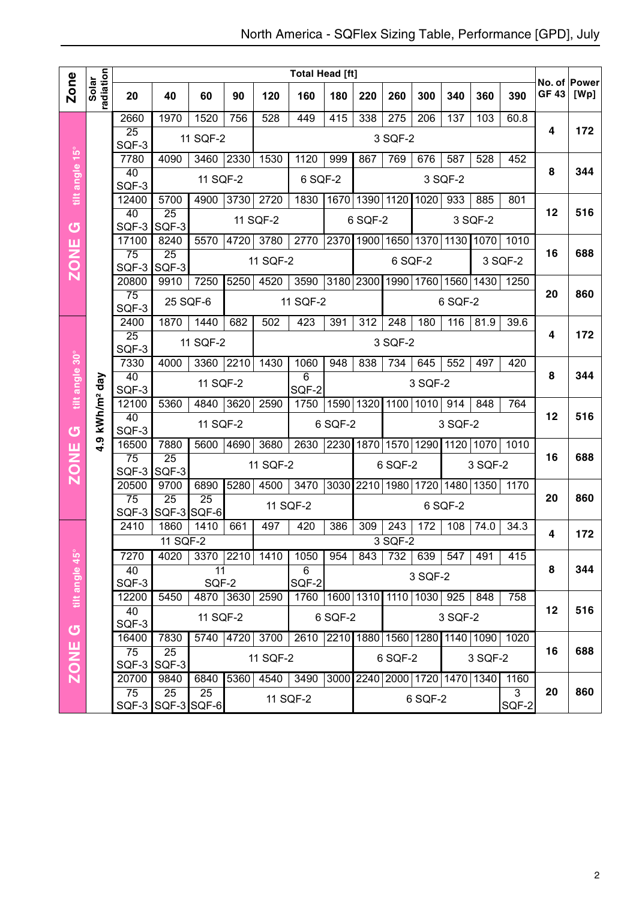# North America - SQFlex Sizing Table, Performance [GPD], July

| Zone | Solar radiation | Total Head [ft] | | | | | | | | | | | | | No. of GF 43 | Power [Wp] |
|---|---|---|---|---|---|---|---|---|---|---|---|---|---|---|---|---|
| | | 20 | 40 | 60 | 90 | 120 | 160 | 180 | 220 | 260 | 300 | 340 | 360 | 390 | | |
| ZONE G tilt angle 15° | 4.9 kWh/$m^2$ day | 2660 | 1970 | 1520 | 756 | 528 | 449 | 415 | 338 | 275 | 206 | 137 | 103 | 60.8 | 4 | 172 |
| | | 25 SQF-3 | 11 SQF-2 | | | 3 SQF-2 | | | | | | | | | | |
| | | 7780 | 4090 | 3460 | 2330 | 1530 | 1120 | 999 | 867 | 769 | 676 | 587 | 528 | 452 | 8 | 344 |
| | | 40 SQF-3 | 11 SQF-2 | | | | 6 SQF-2 | | 3 SQF-2 | | | | | | | |
| | | 12400 | 5700 | 4900 | 3730 | 2720 | 1830 | 1670 | 1390 | 1120 | 1020 | 933 | 885 | 801 | 12 | 516 |
| | | 40 SQF-3 | 25 SQF-3 | 11 SQF-2 | | | | 6 SQF-2 | | | 3 SQF-2 | | | | | |
| | | 17100 | 8240 | 5570 | 4720 | 3780 | 2770 | 2370 | 1900 | 1650 | 1370 | 1130 | 1070 | 1010 | 16 | 688 |
| | | 75 SQF-3 | 25 SQF-3 | 11 SQF-2 | | | | | 6 SQF-2 | | | | 3 SQF-2 | | | |
| | | 20800 | 9910 | 7250 | 5250 | 4520 | 3590 | 3180 | 2300 | 1990 | 1760 | 1560 | 1430 | 1250 | 20 | 860 |
| | | 75 SQF-3 | 25 SQF-6 | | 11 SQF-2 | | | | | 6 SQF-2 | | | | | | |
| ZONE G tilt angle 30° | | 2400 | 1870 | 1440 | 682 | 502 | 423 | 391 | 312 | 248 | 180 | 116 | 81.9 | 39.6 | 4 | 172 |
| | | 25 SQF-3 | 11 SQF-2 | | | 3 SQF-2 | | | | | | | | | | |
| | | 7330 | 4000 | 3360 | 2210 | 1430 | 1060 | 948 | 838 | 734 | 645 | 552 | 497 | 420 | 8 | 344 |
| | | 40 SQF-3 | 11 SQF-2 | | | | 6 SQF-2 | 3 SQF-2 | | | | | | | | |
| | | 12100 | 5360 | 4840 | 3620 | 2590 | 1750 | 1590 | 1320 | 1100 | 1010 | 914 | 848 | 764 | 12 | 516 |
| | | 40 SQF-3 | 11 SQF-2 | | | | 6 SQF-2 | | | 3 SQF-2 | | | | | | |
| | | 16500 | 7880 | 5600 | 4690 | 3680 | 2630 | 2230 | 1870 | 1570 | 1290 | 1120 | 1070 | 1010 | 16 | 688 |
| | | 75 SQF-3 | 25 SQF-3 | 11 SQF-2 | | | | | 6 SQF-2 | | | 3 SQF-2 | | | | |
| | | 20500 | 9700 | 6890 | 5280 | 4500 | 3470 | 3030 | 2210 | 1980 | 1720 | 1480 | 1350 | 1170 | 20 | 860 |
| | | 75 SQF-3 | 25 SQF-3 | 25 SQF-6 | 11 SQF-2 | | | | 6 SQF-2 | | | | | | | |
| ZONE G tilt angle 45° | | 2410 | 1860 | 1410 | 661 | 497 | 420 | 386 | 309 | 243 | 172 | 108 | 74.0 | 34.3 | 4 | 172 |
| | | 11 SQF-2 | | | | 3 SQF-2 | | | | | | | | | | |
| | | 7270 | 4020 | 3370 | 2210 | 1410 | 1050 | 954 | 843 | 732 | 639 | 547 | 491 | 415 | 8 | 344 |
| | | 40 SQF-3 | 11 SQF-2 | | | | 6 SQF-2 | 3 SQF-2 | | | | | | | | |
| | | 12200 | 5450 | 4870 | 3630 | 2590 | 1760 | 1600 | 1310 | 1110 | 1030 | 925 | 848 | 758 | 12 | 516 |
| | | 40 SQF-3 | 11 SQF-2 | | | | 6 SQF-2 | | | 3 SQF-2 | | | | | | |
| | | 16400 | 7830 | 5740 | 4720 | 3700 | 2610 | 2210 | 1880 | 1560 | 1280 | 1140 | 1090 | 1020 | 16 | 688 |
| | | 75 SQF-3 | 25 SQF-3 | 11 SQF-2 | | | | | 6 SQF-2 | | | 3 SQF-2 | | | | |
| | | 20700 | 9840 | 6840 | 5360 | 4540 | 3490 | 3000 | 2240 | 2000 | 1720 | 1470 | 1340 | 1160 | 20 | 860 |
| | | 75 SQF-3 | 25 SQF-3 | 25 SQF-6 | 11 SQF-2 | | | | 6 SQF-2 | | | | | 3 SQF-2 | | |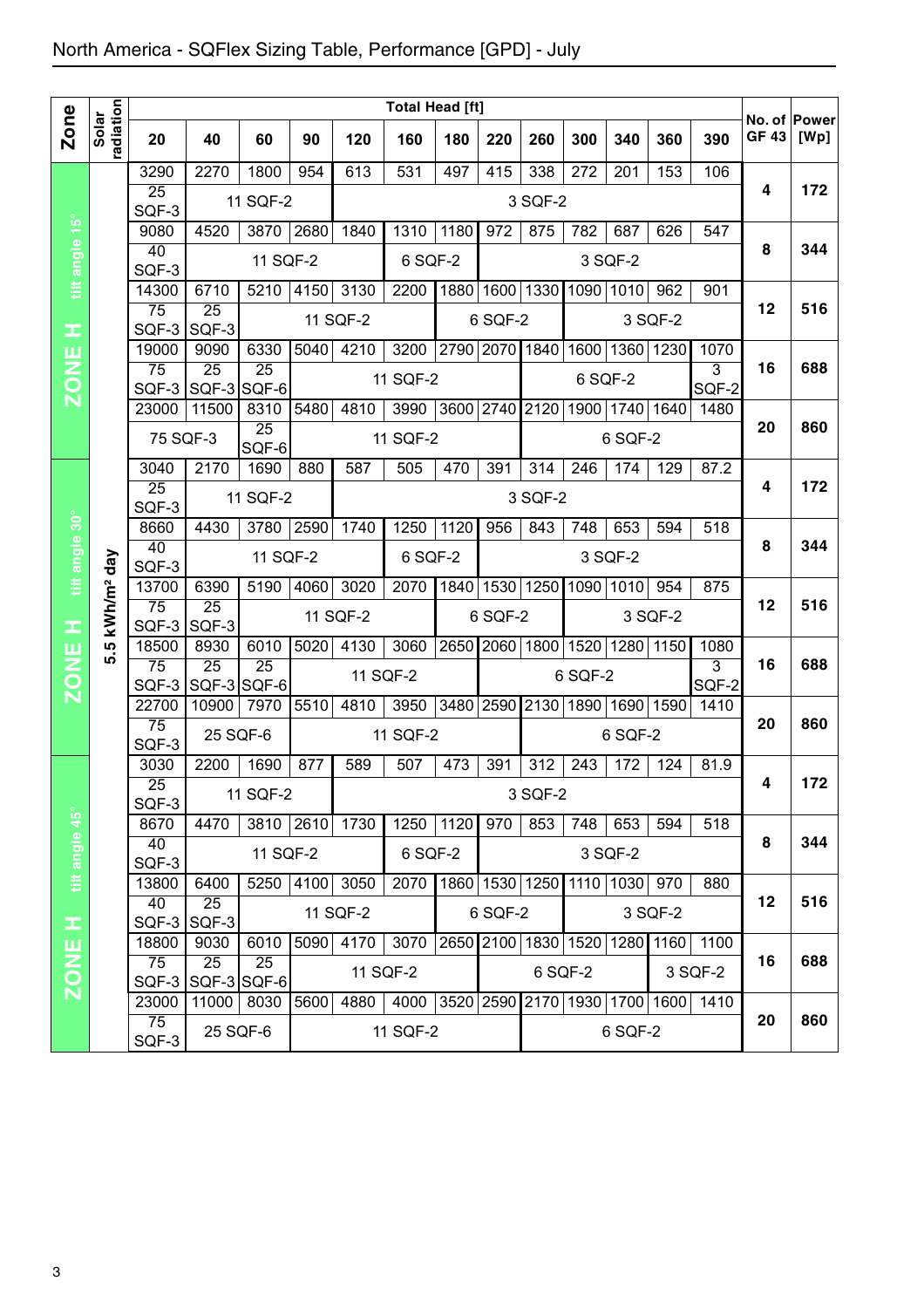## North America - SQFlex Sizing Table, Performance [GPD] - July

| Zone | Solar radiation | Total Head [ft] 20 | 40 | 60 | 90 | 120 | 160 | 180 | 220 | 260 | 300 | 340 | 360 | 390 | No. of GF 43 | Power [Wp] |
|---|---|---|---|---|---|---|---|---|---|---|---|---|---|---|---|---|
| ZONE H tilt angle 15° | 5.5 kWh/m² day | 3290 | 2270 | 1800 | 954 | 613 | 531 | 497 | 415 | 338 | 272 | 201 | 153 | 106 | 4 | 172 |
| | | 25 SQF-3 | 11 SQF-2 | | | 3 SQF-2 | | | | | | | | | | |
| | | 9080 | 4520 | 3870 | 2680 | 1840 | 1310 | 1180 | 972 | 875 | 782 | 687 | 626 | 547 | 8 | 344 |
| | | 40 SQF-3 | 11 SQF-2 | | | 6 SQF-2 | | | 3 SQF-2 | | | | | | | |
| | | 14300 | 6710 | 5210 | 4150 | 3130 | 2200 | 1880 | 1600 | 1330 | 1090 | 1010 | 962 | 901 | 12 | 516 |
| | | 75 SQF-3 | 25 SQF-3 | 11 SQF-2 | | | | 6 SQF-2 | | | 3 SQF-2 | | | | | |
| | | 19000 | 9090 | 6330 | 5040 | 4210 | 3200 | 2790 | 2070 | 1840 | 1600 | 1360 | 1230 | 1070 | 16 | 688 |
| | | 75 SQF-3 | 25 SQF-3 | 25 SQF-6 | 11 SQF-2 | | | | | 6 SQF-2 | | | | 3 SQF-2 | | |
| | | 23000 | 11500 | 8310 | 5480 | 4810 | 3990 | 3600 | 2740 | 2120 | 1900 | 1740 | 1640 | 1480 | 20 | 860 |
| | | 75 SQF-3 | | 25 SQF-6 | 11 SQF-2 | | | | | 6 SQF-2 | | | | | | |
| ZONE H tilt angle 30° | 5.5 kWh/m² day | 3040 | 2170 | 1690 | 880 | 587 | 505 | 470 | 391 | 314 | 246 | 174 | 129 | 87.2 | 4 | 172 |
| | | 25 SQF-3 | 11 SQF-2 | | | 3 SQF-2 | | | | | | | | | | |
| | | 8660 | 4430 | 3780 | 2590 | 1740 | 1250 | 1120 | 956 | 843 | 748 | 653 | 594 | 518 | 8 | 344 |
| | | 40 SQF-3 | 11 SQF-2 | | | 6 SQF-2 | | | 3 SQF-2 | | | | | | | |
| | | 13700 | 6390 | 5190 | 4060 | 3020 | 2070 | 1840 | 1530 | 1250 | 1090 | 1010 | 954 | 875 | 12 | 516 |
| | | 75 SQF-3 | 25 SQF-3 | 11 SQF-2 | | | | 6 SQF-2 | | | 3 SQF-2 | | | | | |
| | | 18500 | 8930 | 6010 | 5020 | 4130 | 3060 | 2650 | 2060 | 1800 | 1520 | 1280 | 1150 | 1080 | 16 | 688 |
| | | 75 SQF-3 | 25 SQF-3 | 25 SQF-6 | 11 SQF-2 | | | | 6 SQF-2 | | | | | 3 SQF-2 | | |
| | | 22700 | 10900 | 7970 | 5510 | 4810 | 3950 | 3480 | 2590 | 2130 | 1890 | 1690 | 1590 | 1410 | 20 | 860 |
| | | 75 SQF-3 | 25 SQF-6 | | 11 SQF-2 | | | | | 6 SQF-2 | | | | | | |
| ZONE H tilt angle 45° | 5.5 kWh/m² day | 3030 | 2200 | 1690 | 877 | 589 | 507 | 473 | 391 | 312 | 243 | 172 | 124 | 81.9 | 4 | 172 |
| | | 25 SQF-3 | 11 SQF-2 | | | 3 SQF-2 | | | | | | | | | | |
| | | 8670 | 4470 | 3810 | 2610 | 1730 | 1250 | 1120 | 970 | 853 | 748 | 653 | 594 | 518 | 8 | 344 |
| | | 40 SQF-3 | 11 SQF-2 | | | 6 SQF-2 | | | 3 SQF-2 | | | | | | | |
| | | 13800 | 6400 | 5250 | 4100 | 3050 | 2070 | 1860 | 1530 | 1250 | 1110 | 1030 | 970 | 880 | 12 | 516 |
| | | 40 SQF-3 | 25 SQF-3 | 11 SQF-2 | | | | 6 SQF-2 | | | 3 SQF-2 | | | | | |
| | | 18800 | 9030 | 6010 | 5090 | 4170 | 3070 | 2650 | 2100 | 1830 | 1520 | 1280 | 1160 | 1100 | 16 | 688 |
| | | 75 SQF-3 | 25 SQF-3 | 25 SQF-6 | 11 SQF-2 | | | | 6 SQF-2 | | | | 3 SQF-2 | | | |
| | | 23000 | 11000 | 8030 | 5600 | 4880 | 4000 | 3520 | 2590 | 2170 | 1930 | 1700 | 1600 | 1410 | 20 | 860 |
| | | 75 SQF-3 | 25 SQF-6 | | 11 SQF-2 | | | | | 6 SQF-2 | | | | | | |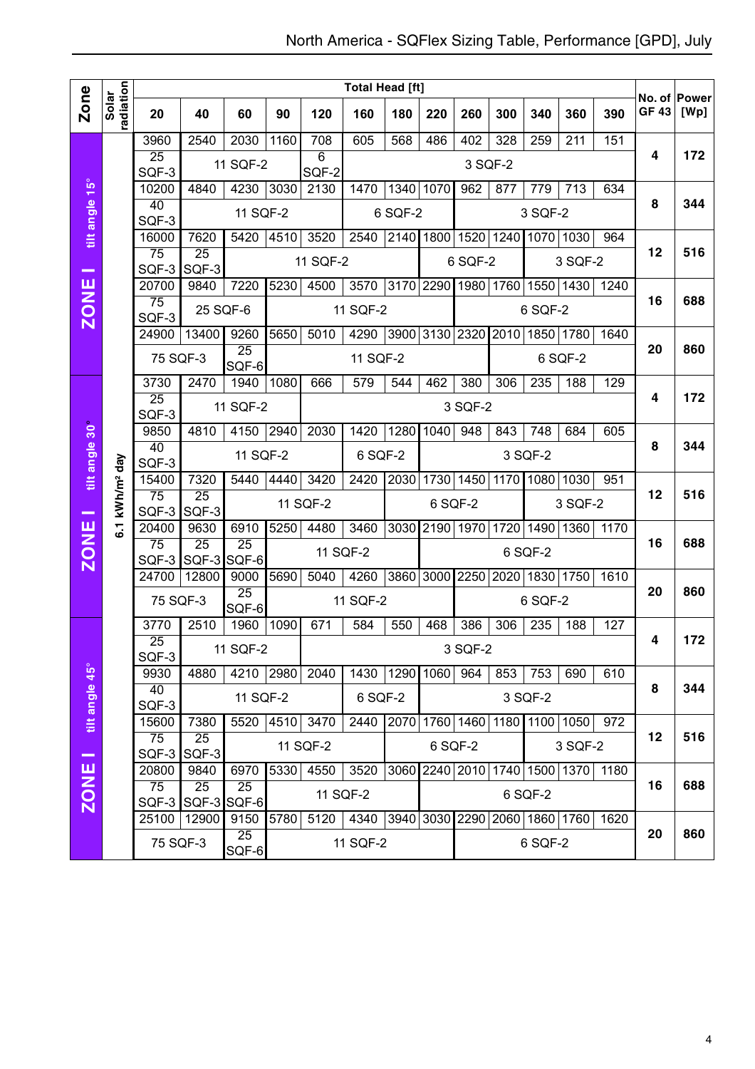# North America - SQFlex Sizing Table, Performance [GPD], July

| Zone | Solar radiation | Total Head [ft] 20 | 40 | 60 | 90 | 120 | 160 | 180 | 220 | 260 | 300 | 340 | 360 | 390 | No. of GF 43 | Power [Wp] |
|---|---|---|---|---|---|---|---|---|---|---|---|---|---|---|---|---|
| ZONE I tilt angle 15° | 6.1 kWh/m² day | 3960 | 2540 | 2030 | 1160 | 708 | 605 | 568 | 486 | 402 | 328 | 259 | 211 | 151 | 4 | 172 |
| | | 25 SQF-3 | 11 SQF-2 | | | 6 SQF-2 | 3 SQF-2 | | | | | | | | | |
| | | 10200 | 4840 | 4230 | 3030 | 2130 | 1470 | 1340 | 1070 | 962 | 877 | 779 | 713 | 634 | 8 | 344 |
| | | 40 SQF-3 | 11 SQF-2 | | | | 6 SQF-2 | | | 3 SQF-2 | | | | | | |
| | | 16000 | 7620 | 5420 | 4510 | 3520 | 2540 | 2140 | 1800 | 1520 | 1240 | 1070 | 1030 | 964 | 12 | 516 |
| | | 75 SQF-3 | 25 SQF-3 | 11 SQF-2 | | | | | 6 SQF-2 | | | 3 SQF-2 | | | | |
| | | 20700 | 9840 | 7220 | 5230 | 4500 | 3570 | 3170 | 2290 | 1980 | 1760 | 1550 | 1430 | 1240 | 16 | 688 |
| | | 75 SQF-3 | 25 SQF-6 | | 11 SQF-2 | | | | | 6 SQF-2 | | | | | | |
| | | 24900 | 13400 | 9260 | 5650 | 5010 | 4290 | 3900 | 3130 | 2320 | 2010 | 1850 | 1780 | 1640 | 20 | 860 |
| | | 75 SQF-3 | | 25 SQF-6 | 11 SQF-2 | | | | | | 6 SQF-2 | | | | | |
| ZONE I tilt angle 30° | 6.1 kWh/m² day | 3730 | 2470 | 1940 | 1080 | 666 | 579 | 544 | 462 | 380 | 306 | 235 | 188 | 129 | 4 | 172 |
| | | 25 SQF-3 | 11 SQF-2 | | | 3 SQF-2 | | | | | | | | | | |
| | | 9850 | 4810 | 4150 | 2940 | 2030 | 1420 | 1280 | 1040 | 948 | 843 | 748 | 684 | 605 | 8 | 344 |
| | | 40 SQF-3 | 11 SQF-2 | | | | 6 SQF-2 | | 3 SQF-2 | | | | | | | |
| | | 15400 | 7320 | 5440 | 4440 | 3420 | 2420 | 2030 | 1730 | 1450 | 1170 | 1080 | 1030 | 951 | 12 | 516 |
| | | 75 SQF-3 | 25 SQF-3 | 11 SQF-2 | | | | 6 SQF-2 | | | | 3 SQF-2 | | | | |
| | | 20400 | 9630 | 6910 | 5250 | 4480 | 3460 | 3030 | 2190 | 1970 | 1720 | 1490 | 1360 | 1170 | 16 | 688 |
| | | 75 SQF-3 | 25 SQF-3 | 25 SQF-6 | 11 SQF-2 | | | | 6 SQF-2 | | | | | | | |
| | | 24700 | 12800 | 9000 | 5690 | 5040 | 4260 | 3860 | 3000 | 2250 | 2020 | 1830 | 1750 | 1610 | 20 | 860 |
| | | 75 SQF-3 | | 25 SQF-6 | 11 SQF-2 | | | | | 6 SQF-2 | | | | | | |
| ZONE I tilt angle 45° | 6.1 kWh/m² day | 3770 | 2510 | 1960 | 1090 | 671 | 584 | 550 | 468 | 386 | 306 | 235 | 188 | 127 | 4 | 172 |
| | | 25 SQF-3 | 11 SQF-2 | | | 3 SQF-2 | | | | | | | | | | |
| | | 9930 | 4880 | 4210 | 2980 | 2040 | 1430 | 1290 | 1060 | 964 | 853 | 753 | 690 | 610 | 8 | 344 |
| | | 40 SQF-3 | 11 SQF-2 | | | | 6 SQF-2 | | 3 SQF-2 | | | | | | | |
| | | 15600 | 7380 | 5520 | 4510 | 3470 | 2440 | 2070 | 1760 | 1460 | 1180 | 1100 | 1050 | 972 | 12 | 516 |
| | | 75 SQF-3 | 25 SQF-3 | 11 SQF-2 | | | | 6 SQF-2 | | | | 3 SQF-2 | | | | |
| | | 20800 | 9840 | 6970 | 5330 | 4550 | 3520 | 3060 | 2240 | 2010 | 1740 | 1500 | 1370 | 1180 | 16 | 688 |
| | | 75 SQF-3 | 25 SQF-3 | 25 SQF-6 | 11 SQF-2 | | | | 6 SQF-2 | | | | | | | |
| | | 25100 | 12900 | 9150 | 5780 | 5120 | 4340 | 3940 | 3030 | 2290 | 2060 | 1860 | 1760 | 1620 | 20 | 860 |
| | | 75 SQF-3 | | 25 SQF-6 | 11 SQF-2 | | | | | 6 SQF-2 | | | | | | |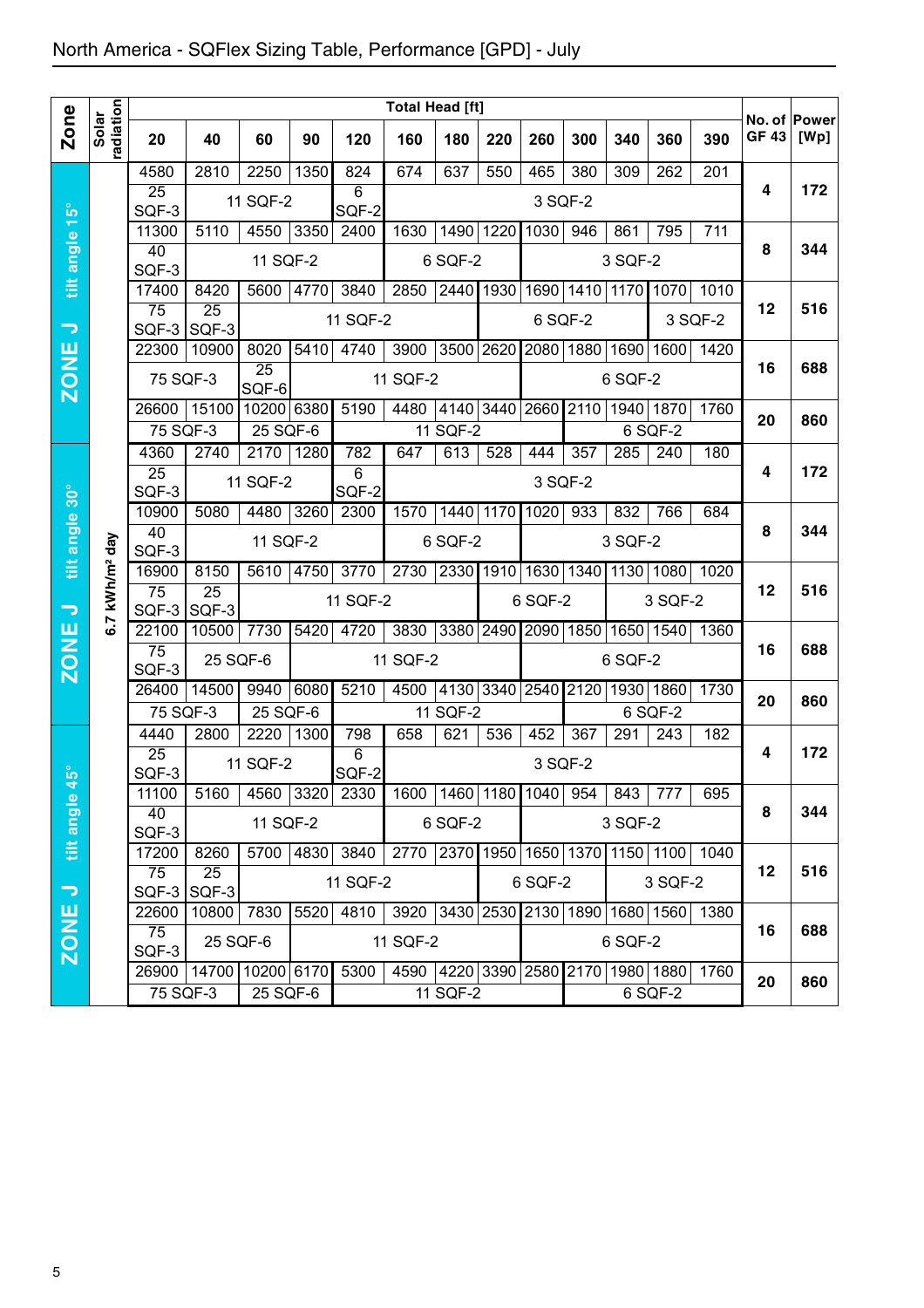## North America - SQFlex Sizing Table, Performance [GPD] - July

| Zone | Solar radiation | Total Head [ft] 20 | 40 | 60 | 90 | 120 | 160 | 180 | 220 | 260 | 300 | 340 | 360 | 390 | No. of GF 43 | Power [Wp] |
|---|---|---|---|---|---|---|---|---|---|---|---|---|---|---|---|---|
| ZONE J tilt angle 15° | 6.7 kWh/m² day | 4580 | 2810 | 2250 | 1350 | 824 | 674 | 637 | 550 | 465 | 380 | 309 | 262 | 201 | 4 | 172 |
| | | 25 SQF-3 | 11 SQF-2 | | | 6 SQF-2 | 3 SQF-2 | | | | | | | | | |
| | | 11300 | 5110 | 4550 | 3350 | 2400 | 1630 | 1490 | 1220 | 1030 | 946 | 861 | 795 | 711 | 8 | 344 |
| | | 40 SQF-3 | 11 SQF-2 | | | | 6 SQF-2 | | | 3 SQF-2 | | | | | | |
| | | 17400 | 8420 | 5600 | 4770 | 3840 | 2850 | 2440 | 1930 | 1690 | 1410 | 1170 | 1070 | 1010 | 12 | 516 |
| | | 75 SQF-3 | 25 SQF-3 | 11 SQF-2 | | | | | 6 SQF-2 | | | | 3 SQF-2 | | | |
| | | 22300 | 10900 | 8020 | 5410 | 4740 | 3900 | 3500 | 2620 | 2080 | 1880 | 1690 | 1600 | 1420 | 16 | 688 |
| | | 75 SQF-3 | | 25 SQF-6 | 11 SQF-2 | | | | | 6 SQF-2 | | | | | | |
| | | 26600 | 15100 | 10200 | 6380 | 5190 | 4480 | 4140 | 3440 | 2660 | 2110 | 1940 | 1870 | 1760 | 20 | 860 |
| | | 75 SQF-3 | | 25 SQF-6 | | 11 SQF-2 | | | | | 6 SQF-2 | | | | | |
| ZONE J tilt angle 30° | 6.7 kWh/m² day | 4360 | 2740 | 2170 | 1280 | 782 | 647 | 613 | 528 | 444 | 357 | 285 | 240 | 180 | 4 | 172 |
| | | 25 SQF-3 | 11 SQF-2 | | | 6 SQF-2 | 3 SQF-2 | | | | | | | | | |
| | | 10900 | 5080 | 4480 | 3260 | 2300 | 1570 | 1440 | 1170 | 1020 | 933 | 832 | 766 | 684 | 8 | 344 |
| | | 40 SQF-3 | 11 SQF-2 | | | | 6 SQF-2 | | | 3 SQF-2 | | | | | | |
| | | 16900 | 8150 | 5610 | 4750 | 3770 | 2730 | 2330 | 1910 | 1630 | 1340 | 1130 | 1080 | 1020 | 12 | 516 |
| | | 75 SQF-3 | 25 SQF-3 | 11 SQF-2 | | | | | 6 SQF-2 | | | 3 SQF-2 | | | | |
| | | 22100 | 10500 | 7730 | 5420 | 4720 | 3830 | 3380 | 2490 | 2090 | 1850 | 1650 | 1540 | 1360 | 16 | 688 |
| | | 75 SQF-3 | 25 SQF-6 | | 11 SQF-2 | | | | | 6 SQF-2 | | | | | | |
| | | 26400 | 14500 | 9940 | 6080 | 5210 | 4500 | 4130 | 3340 | 2540 | 2120 | 1930 | 1860 | 1730 | 20 | 860 |
| | | 75 SQF-3 | | 25 SQF-6 | | 11 SQF-2 | | | | | 6 SQF-2 | | | | | |
| ZONE J tilt angle 45° | 6.7 kWh/m² day | 4440 | 2800 | 2220 | 1300 | 798 | 658 | 621 | 536 | 452 | 367 | 291 | 243 | 182 | 4 | 172 |
| | | 25 SQF-3 | 11 SQF-2 | | | 6 SQF-2 | 3 SQF-2 | | | | | | | | | |
| | | 11100 | 5160 | 4560 | 3320 | 2330 | 1600 | 1460 | 1180 | 1040 | 954 | 843 | 777 | 695 | 8 | 344 |
| | | 40 SQF-3 | 11 SQF-2 | | | | 6 SQF-2 | | | 3 SQF-2 | | | | | | |
| | | 17200 | 8260 | 5700 | 4830 | 3840 | 2770 | 2370 | 1950 | 1650 | 1370 | 1150 | 1100 | 1040 | 12 | 516 |
| | | 75 SQF-3 | 25 SQF-3 | 11 SQF-2 | | | | | 6 SQF-2 | | | 3 SQF-2 | | | | |
| | | 22600 | 10800 | 7830 | 5520 | 4810 | 3920 | 3430 | 2530 | 2130 | 1890 | 1680 | 1560 | 1380 | 16 | 688 |
| | | 75 SQF-3 | 25 SQF-6 | | 11 SQF-2 | | | | | 6 SQF-2 | | | | | | |
| | | 26900 | 14700 | 10200 | 6170 | 5300 | 4590 | 4220 | 3390 | 2580 | 2170 | 1980 | 1880 | 1760 | 20 | 860 |
| | | 75 SQF-3 | | 25 SQF-6 | | 11 SQF-2 | | | | | 6 SQF-2 | | | | | |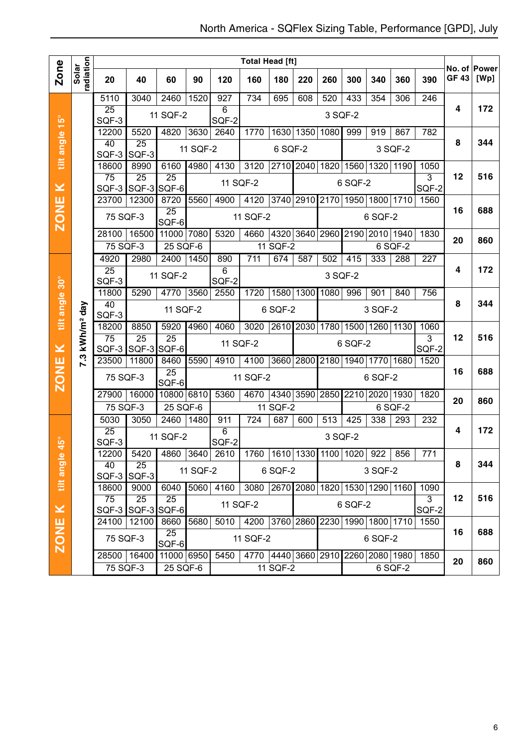# North America - SQFlex Sizing Table, Performance [GPD], July

| Zone | Solar radiation | Total Head [ft] 20 | 40 | 60 | 90 | 120 | 160 | 180 | 220 | 260 | 300 | 340 | 360 | 390 | No. of GF 43 | Power [Wp] |
|---|---|---|---|---|---|---|---|---|---|---|---|---|---|---|---|---|
| ZONE K tilt angle 15° | 7.3 kWh/m² day | 5110 | 3040 | 2460 | 1520 | 927 | 734 | 695 | 608 | 520 | 433 | 354 | 306 | 246 | 4 | 172 |
| | | 25 SQF-3 | 11 SQF-2 | | | 6 SQF-2 | 3 SQF-2 | | | | | | | | | |
| | | 12200 | 5520 | 4820 | 3630 | 2640 | 1770 | 1630 | 1350 | 1080 | 999 | 919 | 867 | 782 | 8 | 344 |
| | | 40 SQF-3 | 25 SQF-3 | 11 SQF-2 | | | 6 SQF-2 | | | | 3 SQF-2 | | | | | |
| | | 18600 | 8990 | 6160 | 4980 | 4130 | 3120 | 2710 | 2040 | 1820 | 1560 | 1320 | 1190 | 1050 | 12 | 516 |
| | | 75 SQF-3 | 25 SQF-3 | 25 SQF-6 | 11 SQF-2 | | | | 6 SQF-2 | | | | | 3 SQF-2 | | |
| | | 23700 | 12300 | 8720 | 5560 | 4900 | 4120 | 3740 | 2910 | 2170 | 1950 | 1800 | 1710 | 1560 | 16 | 688 |
| | | 75 SQF-3 | | 25 SQF-6 | 11 SQF-2 | | | | | 6 SQF-2 | | | | | | |
| | | 28100 | 16500 | 11000 | 7080 | 5320 | 4660 | 4320 | 3640 | 2960 | 2190 | 2010 | 1940 | 1830 | 20 | 860 |
| | | 75 SQF-3 | | 25 SQF-6 | | 11 SQF-2 | | | | | 6 SQF-2 | | | | | |
| ZONE K tilt angle 30° | 7.3 kWh/m² day | 4920 | 2980 | 2400 | 1450 | 890 | 711 | 674 | 587 | 502 | 415 | 333 | 288 | 227 | 4 | 172 |
| | | 25 SQF-3 | 11 SQF-2 | | | 6 SQF-2 | 3 SQF-2 | | | | | | | | | |
| | | 11800 | 5290 | 4770 | 3560 | 2550 | 1720 | 1580 | 1300 | 1080 | 996 | 901 | 840 | 756 | 8 | 344 |
| | | 40 SQF-3 | 11 SQF-2 | | | | 6 SQF-2 | | | 3 SQF-2 | | | | | | |
| | | 18200 | 8850 | 5920 | 4960 | 4060 | 3020 | 2610 | 2030 | 1780 | 1500 | 1260 | 1130 | 1060 | 12 | 516 |
| | | 75 SQF-3 | 25 SQF-3 | 25 SQF-6 | 11 SQF-2 | | | | 6 SQF-2 | | | | | 3 SQF-2 | | |
| | | 23500 | 11800 | 8460 | 5590 | 4910 | 4100 | 3660 | 2800 | 2180 | 1940 | 1770 | 1680 | 1520 | 16 | 688 |
| | | 75 SQF-3 | | 25 SQF-6 | 11 SQF-2 | | | | | 6 SQF-2 | | | | | | |
| | | 27900 | 16000 | 10800 | 6810 | 5360 | 4670 | 4340 | 3590 | 2850 | 2210 | 2020 | 1930 | 1820 | 20 | 860 |
| | | 75 SQF-3 | | 25 SQF-6 | | 11 SQF-2 | | | | | 6 SQF-2 | | | | | |
| ZONE K tilt angle 45° | 7.3 kWh/m² day | 5030 | 3050 | 2460 | 1480 | 911 | 724 | 687 | 600 | 513 | 425 | 338 | 293 | 232 | 4 | 172 |
| | | 25 SQF-3 | 11 SQF-2 | | | 6 SQF-2 | 3 SQF-2 | | | | | | | | | |
| | | 12200 | 5420 | 4860 | 3640 | 2610 | 1760 | 1610 | 1330 | 1100 | 1020 | 922 | 856 | 771 | 8 | 344 |
| | | 40 SQF-3 | 25 SQF-3 | 11 SQF-2 | | | 6 SQF-2 | | | 3 SQF-2 | | | | | | |
| | | 18600 | 9000 | 6040 | 5060 | 4160 | 3080 | 2670 | 2080 | 1820 | 1530 | 1290 | 1160 | 1090 | 12 | 516 |
| | | 75 SQF-3 | 25 SQF-3 | 25 SQF-6 | 11 SQF-2 | | | | 6 SQF-2 | | | | | 3 SQF-2 | | |
| | | 24100 | 12100 | 8660 | 5680 | 5010 | 4200 | 3760 | 2860 | 2230 | 1990 | 1800 | 1710 | 1550 | 16 | 688 |
| | | 75 SQF-3 | | 25 SQF-6 | 11 SQF-2 | | | | | 6 SQF-2 | | | | | | |
| | | 28500 | 16400 | 11000 | 6950 | 5450 | 4770 | 4440 | 3660 | 2910 | 2260 | 2080 | 1980 | 1850 | 20 | 860 |
| | | 75 SQF-3 | | 25 SQF-6 | | 11 SQF-2 | | | | | 6 SQF-2 | | | | | |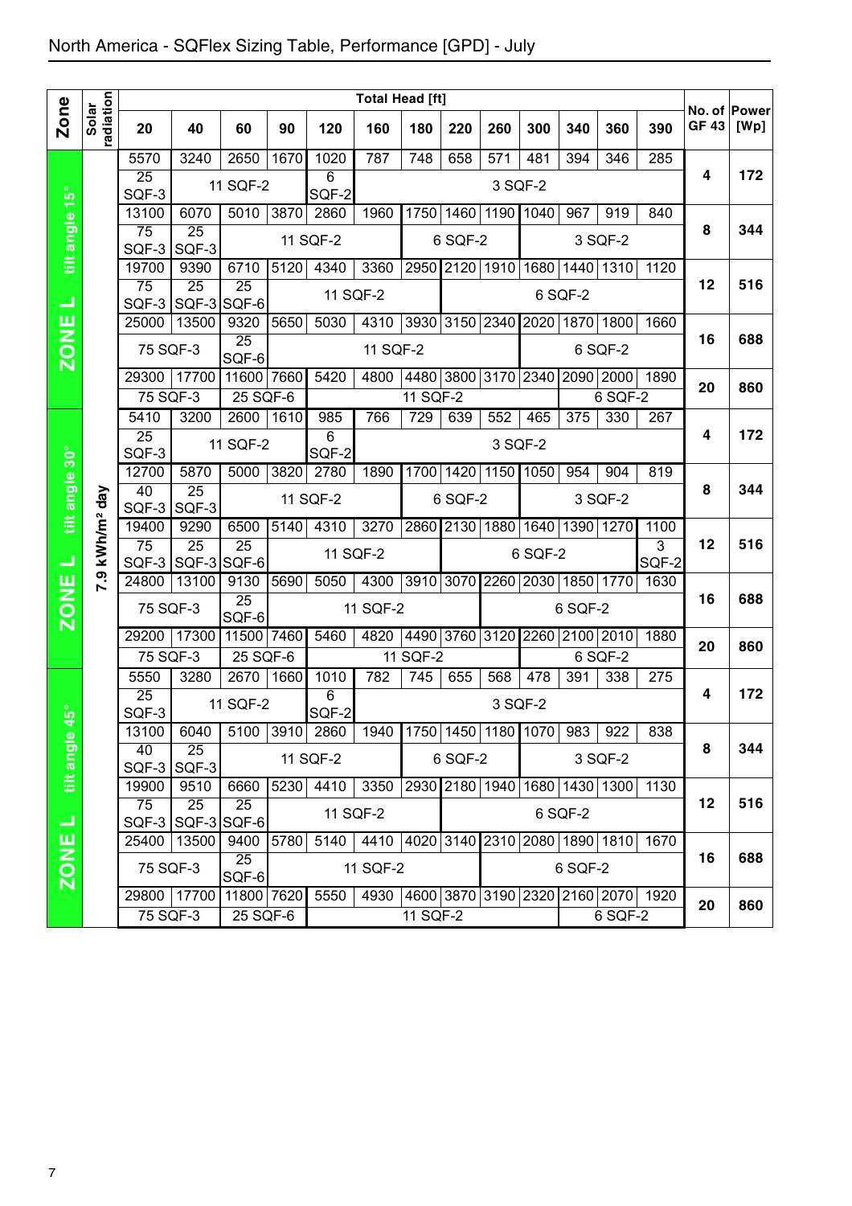# North America - SQFlex Sizing Table, Performance [GPD] - July

| Zone | Solar radiation | Total Head [ft] 20 | 40 | 60 | 90 | 120 | 160 | 180 | 220 | 260 | 300 | 340 | 360 | 390 | No. of GF 43 | Power [Wp] |
|---|---|---|---|---|---|---|---|---|---|---|---|---|---|---|---|---|
| ZONE L tilt angle 15° | 7.9 kWh/m² day | 5570 | 3240 | 2650 | 1670 | 1020 | 787 | 748 | 658 | 571 | 481 | 394 | 346 | 285 | 4 | 172 |
| | | 25 SQF-3 | 11 SQF-2 | | | 6 SQF-2 | 3 SQF-2 | | | | | | | | | |
| | | 13100 | 6070 | 5010 | 3870 | 2860 | 1960 | 1750 | 1460 | 1190 | 1040 | 967 | 919 | 840 | 8 | 344 |
| | | 75 SQF-3 | 25 SQF-3 | 11 SQF-2 | | | | 6 SQF-2 | | | 3 SQF-2 | | | | | |
| | | 19700 | 9390 | 6710 | 5120 | 4340 | 3360 | 2950 | 2120 | 1910 | 1680 | 1440 | 1310 | 1120 | 12 | 516 |
| | | 75 SQF-3 | 25 SQF-3 | 25 SQF-6 | 11 SQF-2 | | | | 6 SQF-2 | | | | | | | |
| | | 25000 | 13500 | 9320 | 5650 | 5030 | 4310 | 3930 | 3150 | 2340 | 2020 | 1870 | 1800 | 1660 | 16 | 688 |
| | | 75 SQF-3 | | 25 SQF-6 | 11 SQF-2 | | | | | | 6 SQF-2 | | | | | |
| | | 29300 | 17700 | 11600 | 7660 | 5420 | 4800 | 4480 | 3800 | 3170 | 2340 | 2090 | 2000 | 1890 | 20 | 860 |
| | | 75 SQF-3 | | 25 SQF-6 | | 11 SQF-2 | | | | | | 6 SQF-2 | | | | |
| ZONE L tilt angle 30° | | 5410 | 3200 | 2600 | 1610 | 985 | 766 | 729 | 639 | 552 | 465 | 375 | 330 | 267 | 4 | 172 |
| | | 25 SQF-3 | 11 SQF-2 | | | 6 SQF-2 | 3 SQF-2 | | | | | | | | | |
| | | 12700 | 5870 | 5000 | 3820 | 2780 | 1890 | 1700 | 1420 | 1150 | 1050 | 954 | 904 | 819 | 8 | 344 |
| | | 40 SQF-3 | 25 SQF-3 | 11 SQF-2 | | | | 6 SQF-2 | | | 3 SQF-2 | | | | | |
| | | 19400 | 9290 | 6500 | 5140 | 4310 | 3270 | 2860 | 2130 | 1880 | 1640 | 1390 | 1270 | 1100 | 12 | 516 |
| | | 75 SQF-3 | 25 SQF-3 | 25 SQF-6 | 11 SQF-2 | | | | 6 SQF-2 | | | | | 3 SQF-2 | | |
| | | 24800 | 13100 | 9130 | 5690 | 5050 | 4300 | 3910 | 3070 | 2260 | 2030 | 1850 | 1770 | 1630 | 16 | 688 |
| | | 75 SQF-3 | | 25 SQF-6 | 11 SQF-2 | | | | | 6 SQF-2 | | | | | | |
| | | 29200 | 17300 | 11500 | 7460 | 5460 | 4820 | 4490 | 3760 | 3120 | 2260 | 2100 | 2010 | 1880 | 20 | 860 |
| | | 75 SQF-3 | | 25 SQF-6 | | 11 SQF-2 | | | | | 6 SQF-2 | | | | | |
| ZONE L tilt angle 45° | | 5550 | 3280 | 2670 | 1660 | 1010 | 782 | 745 | 655 | 568 | 478 | 391 | 338 | 275 | 4 | 172 |
| | | 25 SQF-3 | 11 SQF-2 | | | 6 SQF-2 | 3 SQF-2 | | | | | | | | | |
| | | 13100 | 6040 | 5100 | 3910 | 2860 | 1940 | 1750 | 1450 | 1180 | 1070 | 983 | 922 | 838 | 8 | 344 |
| | | 40 SQF-3 | 25 SQF-3 | 11 SQF-2 | | | | 6 SQF-2 | | | 3 SQF-2 | | | | | |
| | | 19900 | 9510 | 6660 | 5230 | 4410 | 3350 | 2930 | 2180 | 1940 | 1680 | 1430 | 1300 | 1130 | 12 | 516 |
| | | 75 SQF-3 | 25 SQF-3 | 25 SQF-6 | 11 SQF-2 | | | | 6 SQF-2 | | | | | | | |
| | | 25400 | 13500 | 9400 | 5780 | 5140 | 4410 | 4020 | 3140 | 2310 | 2080 | 1890 | 1810 | 1670 | 16 | 688 |
| | | 75 SQF-3 | | 25 SQF-6 | 11 SQF-2 | | | | | 6 SQF-2 | | | | | | |
| | | 29800 | 17700 | 11800 | 7620 | 5550 | 4930 | 4600 | 3870 | 3190 | 2320 | 2160 | 2070 | 1920 | 20 | 860 |
| | | 75 SQF-3 | | 25 SQF-6 | | 11 SQF-2 | | | | | | 6 SQF-2 | | | | |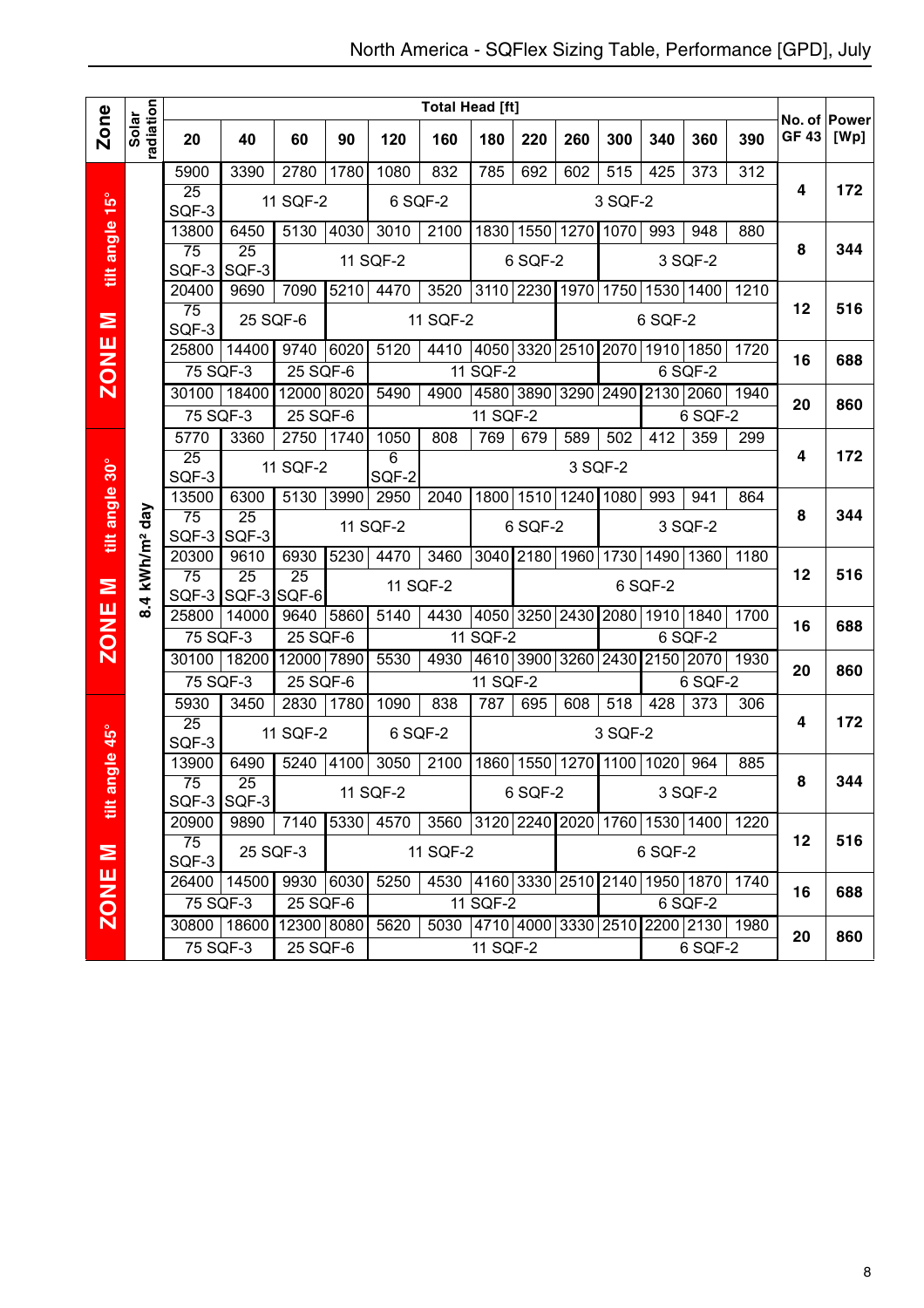# North America - SQFlex Sizing Table, Performance [GPD], July

| Zone | Solar radiation | 20 | 40 | 60 | 90 | 120 | 160 | 180 | 220 | 260 | 300 | 340 | 360 | 390 | No. of GF 43 | Power [Wp] |
|---|---|---|---|---|---|---|---|---|---|---|---|---|---|---|---|---|
| | | **Total Head [ft]** | | | | | | | | | | | | | | |
| ZONE M tilt angle 15° | 8.4 kWh/m² day | 5900 | 3390 | 2780 | 1780 | 1080 | 832 | 785 | 692 | 602 | 515 | 425 | 373 | 312 | 4 | 172 |
| | | 25 SQF-3 | 11 SQF-2 | | | 6 SQF-2 | | 3 SQF-2 | | | | | | | | |
| | | 13800 | 6450 | 5130 | 4030 | 3010 | 2100 | 1830 | 1550 | 1270 | 1070 | 993 | 948 | 880 | 8 | 344 |
| | | 75 SQF-3 | 25 SQF-3 | 11 SQF-2 | | | | 6 SQF-2 | | | 3 SQF-2 | | | | | |
| | | 20400 | 9690 | 7090 | 5210 | 4470 | 3520 | 3110 | 2230 | 1970 | 1750 | 1530 | 1400 | 1210 | 12 | 516 |
| | | 75 SQF-3 | 25 SQF-6 | | 11 SQF-2 | | | | | 6 SQF-2 | | | | | | |
| | | 25800 | 14400 | 9740 | 6020 | 5120 | 4410 | 4050 | 3320 | 2510 | 2070 | 1910 | 1850 | 1720 | 16 | 688 |
| | | 75 SQF-3 | | 25 SQF-6 | | 11 SQF-2 | | | | | 6 SQF-2 | | | | | |
| | | 30100 | 18400 | 12000 | 8020 | 5490 | 4900 | 4580 | 3890 | 3290 | 2490 | 2130 | 2060 | 1940 | 20 | 860 |
| | | 75 SQF-3 | | 25 SQF-6 | | 11 SQF-2 | | | | | | 6 SQF-2 | | | | |
| ZONE M tilt angle 30° | 8.4 kWh/m² day | 5770 | 3360 | 2750 | 1740 | 1050 | 808 | 769 | 679 | 589 | 502 | 412 | 359 | 299 | 4 | 172 |
| | | 25 SQF-3 | 11 SQF-2 | | | 6 SQF-2 | 3 SQF-2 | | | | | | | | | |
| | | 13500 | 6300 | 5130 | 3990 | 2950 | 2040 | 1800 | 1510 | 1240 | 1080 | 993 | 941 | 864 | 8 | 344 |
| | | 75 SQF-3 | 25 SQF-3 | 11 SQF-2 | | | | 6 SQF-2 | | | 3 SQF-2 | | | | | |
| | | 20300 | 9610 | 6930 | 5230 | 4470 | 3460 | 3040 | 2180 | 1960 | 1730 | 1490 | 1360 | 1180 | 12 | 516 |
| | | 75 SQF-3 | 25 SQF-3 | 25 SQF-6 | 11 SQF-2 | | | | 6 SQF-2 | | | | | | | |
| | | 25800 | 14000 | 9640 | 5860 | 5140 | 4430 | 4050 | 3250 | 2430 | 2080 | 1910 | 1840 | 1700 | 16 | 688 |
| | | 75 SQF-3 | | 25 SQF-6 | | 11 SQF-2 | | | | | 6 SQF-2 | | | | | |
| | | 30100 | 18200 | 12000 | 7890 | 5530 | 4930 | 4610 | 3900 | 3260 | 2430 | 2150 | 2070 | 1930 | 20 | 860 |
| | | 75 SQF-3 | | 25 SQF-6 | | 11 SQF-2 | | | | | | 6 SQF-2 | | | | |
| ZONE M tilt angle 45° | 8.4 kWh/m² day | 5930 | 3450 | 2830 | 1780 | 1090 | 838 | 787 | 695 | 608 | 518 | 428 | 373 | 306 | 4 | 172 |
| | | 25 SQF-3 | 11 SQF-2 | | | 6 SQF-2 | | 3 SQF-2 | | | | | | | | |
| | | 13900 | 6490 | 5240 | 4100 | 3050 | 2100 | 1860 | 1550 | 1270 | 1100 | 1020 | 964 | 885 | 8 | 344 |
| | | 75 SQF-3 | 25 SQF-3 | 11 SQF-2 | | | | 6 SQF-2 | | | 3 SQF-2 | | | | | |
| | | 20900 | 9890 | 7140 | 5330 | 4570 | 3560 | 3120 | 2240 | 2020 | 1760 | 1530 | 1400 | 1220 | 12 | 516 |
| | | 75 SQF-3 | 25 SQF-3 | | 11 SQF-2 | | | | | 6 SQF-2 | | | | | | |
| | | 26400 | 14500 | 9930 | 6030 | 5250 | 4530 | 4160 | 3330 | 2510 | 2140 | 1950 | 1870 | 1740 | 16 | 688 |
| | | 75 SQF-3 | | 25 SQF-6 | | 11 SQF-2 | | | | | 6 SQF-2 | | | | | |
| | | 30800 | 18600 | 12300 | 8080 | 5620 | 5030 | 4710 | 4000 | 3330 | 2510 | 2200 | 2130 | 1980 | 20 | 860 |
| | | 75 SQF-3 | | 25 SQF-6 | | 11 SQF-2 | | | | | | 6 SQF-2 | | | | |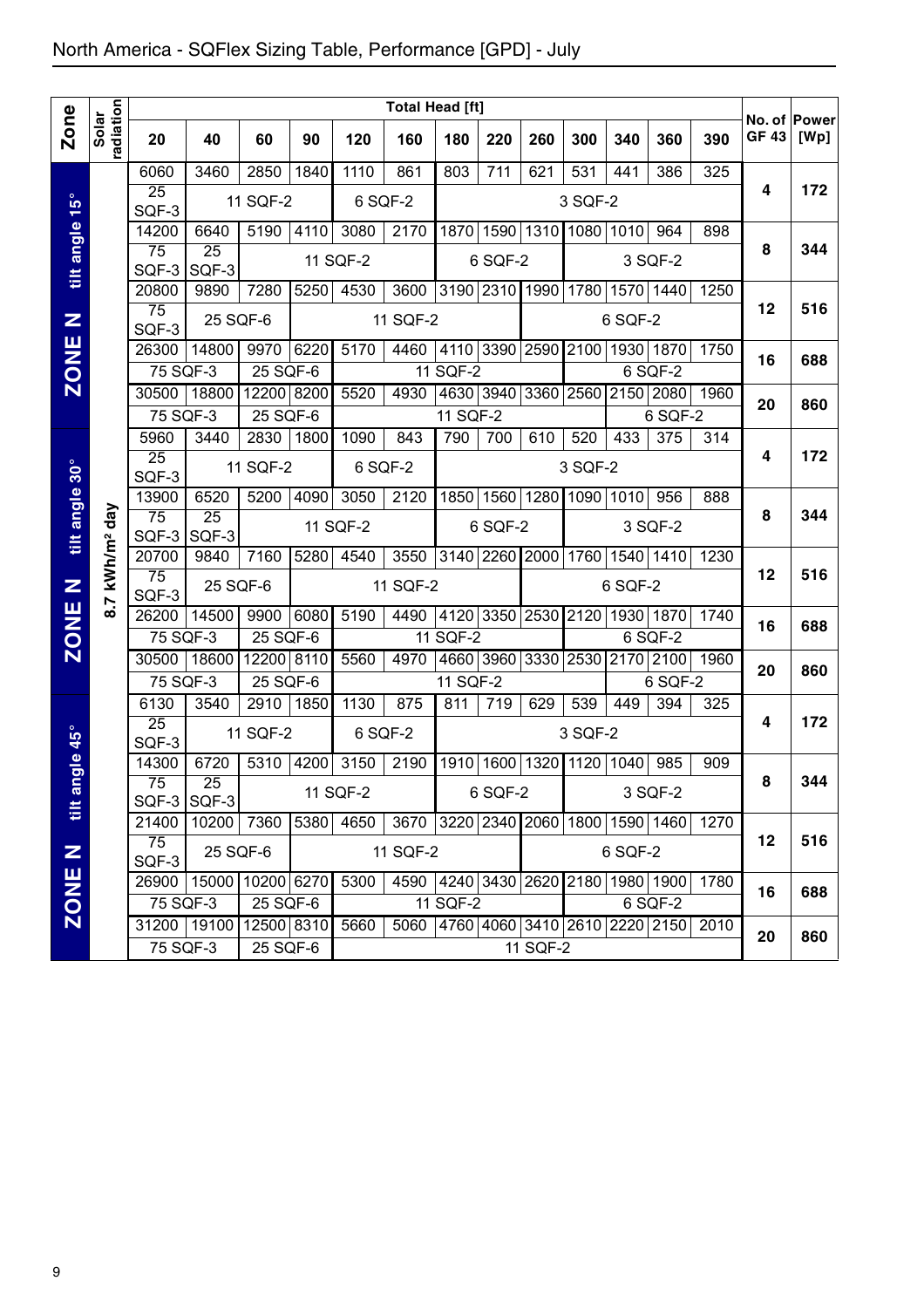# North America - SQFlex Sizing Table, Performance [GPD] - July

| Zone | Solar radiation | 20 | 40 | 60 | 90 | 120 | 160 | 180 | 220 | 260 | 300 | 340 | 360 | 390 | No. of GF 43 | Power [Wp] |
|---|---|---|---|---|---|---|---|---|---|---|---|---|---|---|---|---|
| | | Total Head [ft] | | | | | | | | | | | | | | |
| ZONE N tilt angle 15° | 8.7 kWh/m² day | 6060 | 3460 | 2850 | 1840 | 1110 | 861 | 803 | 711 | 621 | 531 | 441 | 386 | 325 | 4 | 172 |
| | | 25 SQF-3 | 11 SQF-2 | | | 6 SQF-2 | | 3 SQF-2 | | | | | | | | |
| | | 14200 | 6640 | 5190 | 4110 | 3080 | 2170 | 1870 | 1590 | 1310 | 1080 | 1010 | 964 | 898 | 8 | 344 |
| | | 75 SQF-3 | 25 SQF-3 | 11 SQF-2 | | | | 6 SQF-2 | | | 3 SQF-2 | | | | | |
| | | 20800 | 9890 | 7280 | 5250 | 4530 | 3600 | 3190 | 2310 | 1990 | 1780 | 1570 | 1440 | 1250 | 12 | 516 |
| | | 75 SQF-3 | 25 SQF-6 | | 11 SQF-2 | | | | | 6 SQF-2 | | | | | | |
| | | 26300 | 14800 | 9970 | 6220 | 5170 | 4460 | 4110 | 3390 | 2590 | 2100 | 1930 | 1870 | 1750 | 16 | 688 |
| | | 75 SQF-3 | | 25 SQF-6 | | 11 SQF-2 | | | | | 6 SQF-2 | | | | | |
| | | 30500 | 18800 | 12200 | 8200 | 5520 | 4930 | 4630 | 3940 | 3360 | 2560 | 2150 | 2080 | 1960 | 20 | 860 |
| | | 75 SQF-3 | | 25 SQF-6 | | 11 SQF-2 | | | | | | 6 SQF-2 | | | | |
| ZONE N tilt angle 30° | 8.7 kWh/m² day | 5960 | 3440 | 2830 | 1800 | 1090 | 843 | 790 | 700 | 610 | 520 | 433 | 375 | 314 | 4 | 172 |
| | | 25 SQF-3 | 11 SQF-2 | | | 6 SQF-2 | | 3 SQF-2 | | | | | | | | |
| | | 13900 | 6520 | 5200 | 4090 | 3050 | 2120 | 1850 | 1560 | 1280 | 1090 | 1010 | 956 | 888 | 8 | 344 |
| | | 75 SQF-3 | 25 SQF-3 | 11 SQF-2 | | | | 6 SQF-2 | | | 3 SQF-2 | | | | | |
| | | 20700 | 9840 | 7160 | 5280 | 4540 | 3550 | 3140 | 2260 | 2000 | 1760 | 1540 | 1410 | 1230 | 12 | 516 |
| | | 75 SQF-3 | 25 SQF-6 | | 11 SQF-2 | | | | | 6 SQF-2 | | | | | | |
| | | 26200 | 14500 | 9900 | 6080 | 5190 | 4490 | 4120 | 3350 | 2530 | 2120 | 1930 | 1870 | 1740 | 16 | 688 |
| | | 75 SQF-3 | | 25 SQF-6 | | 11 SQF-2 | | | | | 6 SQF-2 | | | | | |
| | | 30500 | 18600 | 12200 | 8110 | 5560 | 4970 | 4660 | 3960 | 3330 | 2530 | 2170 | 2100 | 1960 | 20 | 860 |
| | | 75 SQF-3 | | 25 SQF-6 | | 11 SQF-2 | | | | | | 6 SQF-2 | | | | |
| ZONE N tilt angle 45° | 8.7 kWh/m² day | 6130 | 3540 | 2910 | 1850 | 1130 | 875 | 811 | 719 | 629 | 539 | 449 | 394 | 325 | 4 | 172 |
| | | 25 SQF-3 | 11 SQF-2 | | | 6 SQF-2 | | 3 SQF-2 | | | | | | | | |
| | | 14300 | 6720 | 5310 | 4200 | 3150 | 2190 | 1910 | 1600 | 1320 | 1120 | 1040 | 985 | 909 | 8 | 344 |
| | | 75 SQF-3 | 25 SQF-3 | 11 SQF-2 | | | | 6 SQF-2 | | | 3 SQF-2 | | | | | |
| | | 21400 | 10200 | 7360 | 5380 | 4650 | 3670 | 3220 | 2340 | 2060 | 1800 | 1590 | 1460 | 1270 | 12 | 516 |
| | | 75 SQF-3 | 25 SQF-6 | | 11 SQF-2 | | | | | 6 SQF-2 | | | | | | |
| | | 26900 | 15000 | 10200 | 6270 | 5300 | 4590 | 4240 | 3430 | 2620 | 2180 | 1980 | 1900 | 1780 | 16 | 688 |
| | | 75 SQF-3 | | 25 SQF-6 | | 11 SQF-2 | | | | | 6 SQF-2 | | | | | |
| | | 31200 | 19100 | 12500 | 8310 | 5660 | 5060 | 4760 | 4060 | 3410 | 2610 | 2220 | 2150 | 2010 | 20 | 860 |
| | | 75 SQF-3 | | 25 SQF-6 | | 11 SQF-2 | | | | | | | | | | |